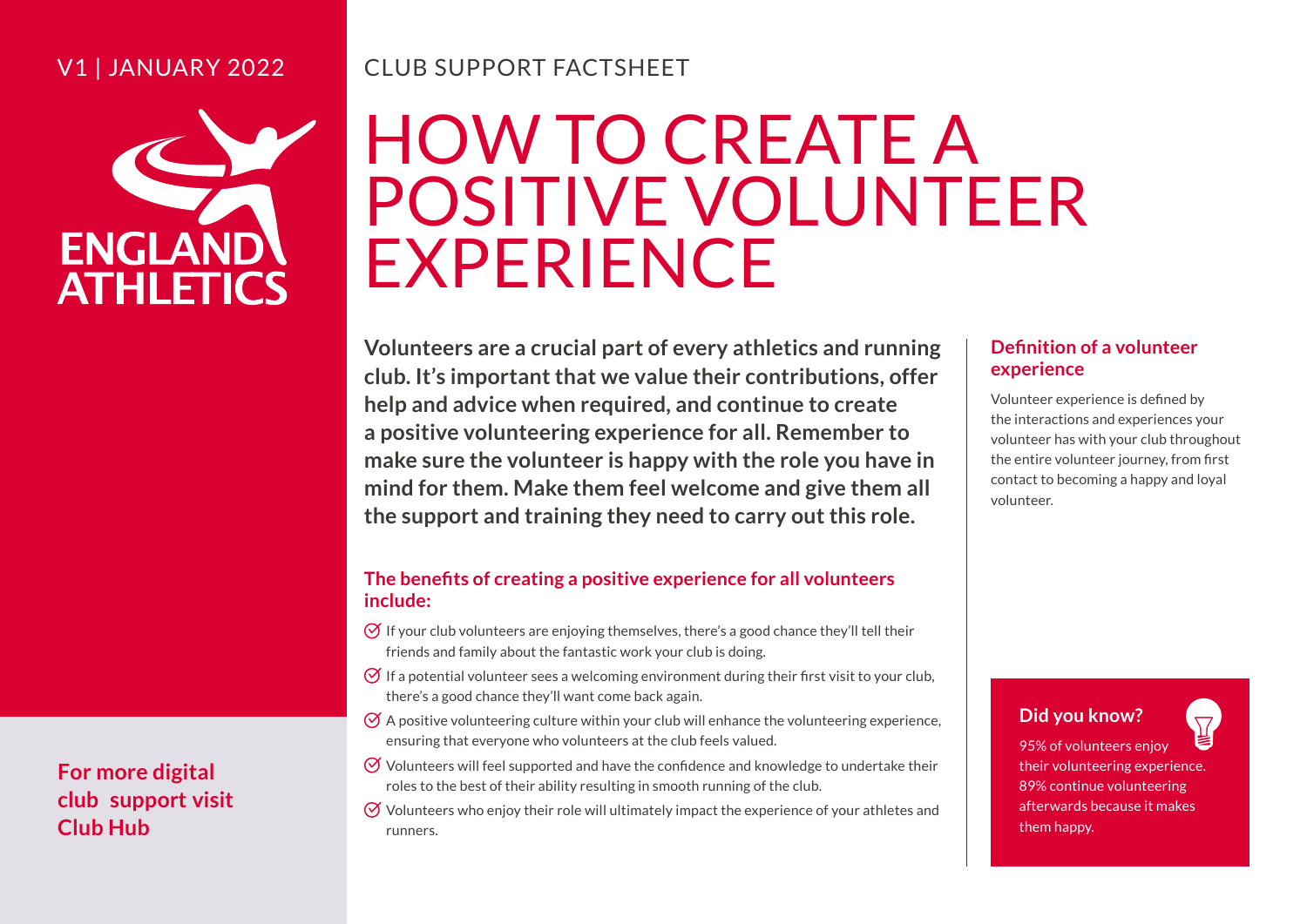V1 | JANUARY 2022

ENGLAND ATHLETICS

CLUB SUPPORT FACTSHEET

# HOW TO CREATE A POSITIVE VOLUNTEER EXPERIENCE

**Volunteers are a crucial part of every athletics and running club. It's important that we value their contributions, offer help and advice when required, and continue to create a positive volunteering experience for all. Remember to make sure the volunteer is happy with the role you have in mind for them. Make them feel welcome and give them all the support and training they need to carry out this role.**

## The benefits of creating a positive experience for all volunteers include:

- If your club volunteers are enjoying themselves, there's a good chance they'll tell their friends and family about the fantastic work your club is doing.
- If a potential volunteer sees a welcoming environment during their first visit to your club, there's a good chance they'll want come back again.
- A positive volunteering culture within your club will enhance the volunteering experience, ensuring that everyone who volunteers at the club feels valued.
- Volunteers will feel supported and have the confidence and knowledge to undertake their roles to the best of their ability resulting in smooth running of the club.
- Volunteers who enjoy their role will ultimately impact the experience of your athletes and runners.

## Definition of a volunteer experience

Volunteer experience is defined by the interactions and experiences your volunteer has with your club throughout the entire volunteer journey, from first contact to becoming a happy and loyal volunteer.

### Did you know?

95% of volunteers enjoy their volunteering experience. 89% continue volunteering afterwards because it makes them happy.

**For more digital club support visit Club Hub**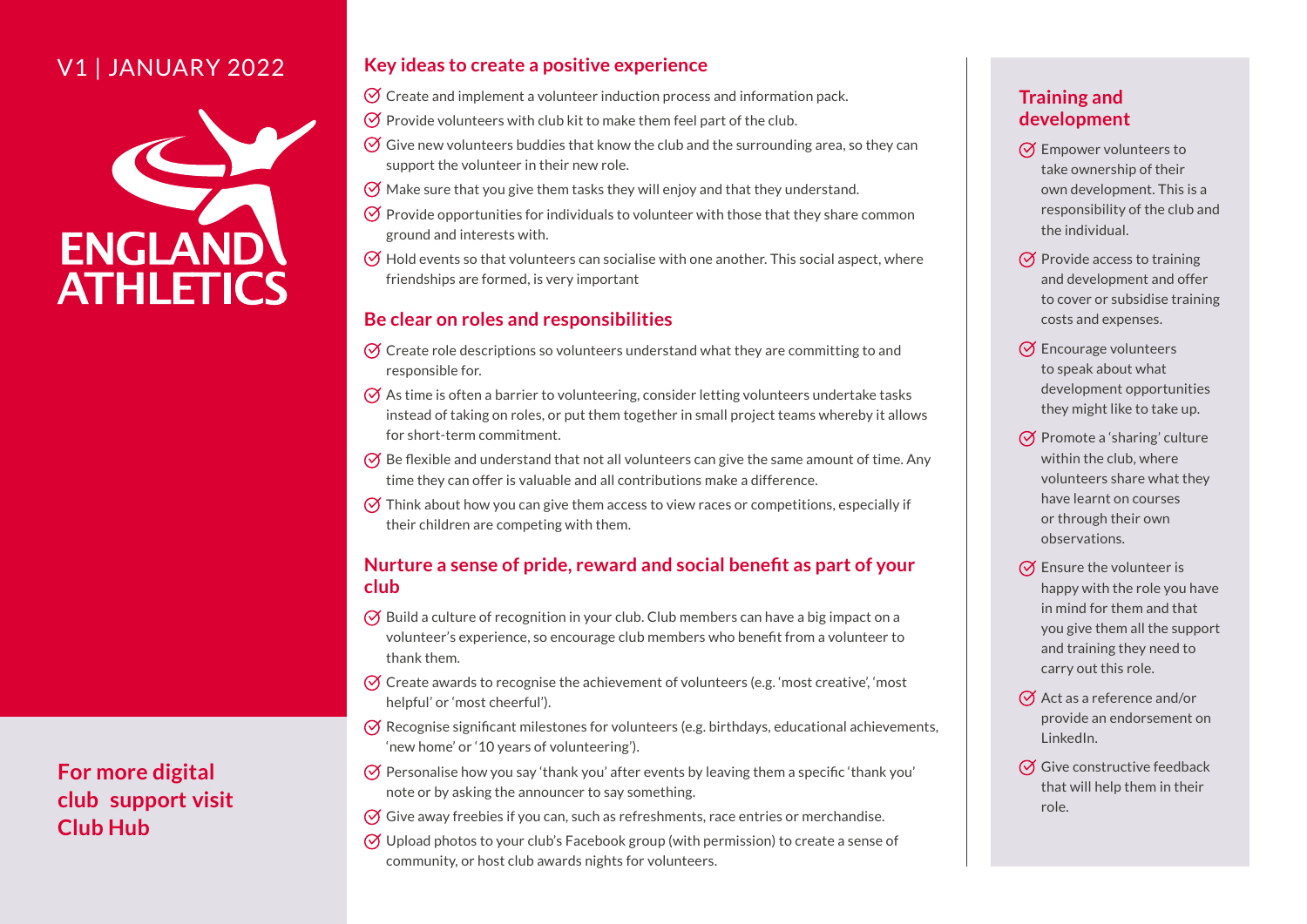V1 | JANUARY 2022

ENGLAND ATHLETICS

## Key ideas to create a positive experience

- Create and implement a volunteer induction process and information pack.
- Provide volunteers with club kit to make them feel part of the club.
- Give new volunteers buddies that know the club and the surrounding area, so they can support the volunteer in their new role.
- Make sure that you give them tasks they will enjoy and that they understand.
- Provide opportunities for individuals to volunteer with those that they share common ground and interests with.
- Hold events so that volunteers can socialise with one another. This social aspect, where friendships are formed, is very important

## Be clear on roles and responsibilities

- Create role descriptions so volunteers understand what they are committing to and responsible for.
- As time is often a barrier to volunteering, consider letting volunteers undertake tasks instead of taking on roles, or put them together in small project teams whereby it allows for short-term commitment.
- Be flexible and understand that not all volunteers can give the same amount of time. Any time they can offer is valuable and all contributions make a difference.
- Think about how you can give them access to view races or competitions, especially if their children are competing with them.

## Nurture a sense of pride, reward and social benefit as part of your club

- Build a culture of recognition in your club. Club members can have a big impact on a volunteer's experience, so encourage club members who benefit from a volunteer to thank them.
- Create awards to recognise the achievement of volunteers (e.g. 'most creative', 'most helpful' or 'most cheerful').
- Recognise significant milestones for volunteers (e.g. birthdays, educational achievements, 'new home' or '10 years of volunteering').
- Personalise how you say 'thank you' after events by leaving them a specific 'thank you' note or by asking the announcer to say something.
- Give away freebies if you can, such as refreshments, race entries or merchandise.
- Upload photos to your club's Facebook group (with permission) to create a sense of community, or host club awards nights for volunteers.

## Training and development

- Empower volunteers to take ownership of their own development. This is a responsibility of the club and the individual.
- Provide access to training and development and offer to cover or subsidise training costs and expenses.
- Encourage volunteers to speak about what development opportunities they might like to take up.
- Promote a 'sharing' culture within the club, where volunteers share what they have learnt on courses or through their own observations.
- Ensure the volunteer is happy with the role you have in mind for them and that you give them all the support and training they need to carry out this role.
- Act as a reference and/or provide an endorsement on LinkedIn.
- Give constructive feedback that will help them in their role.

**For more digital club support visit Club Hub**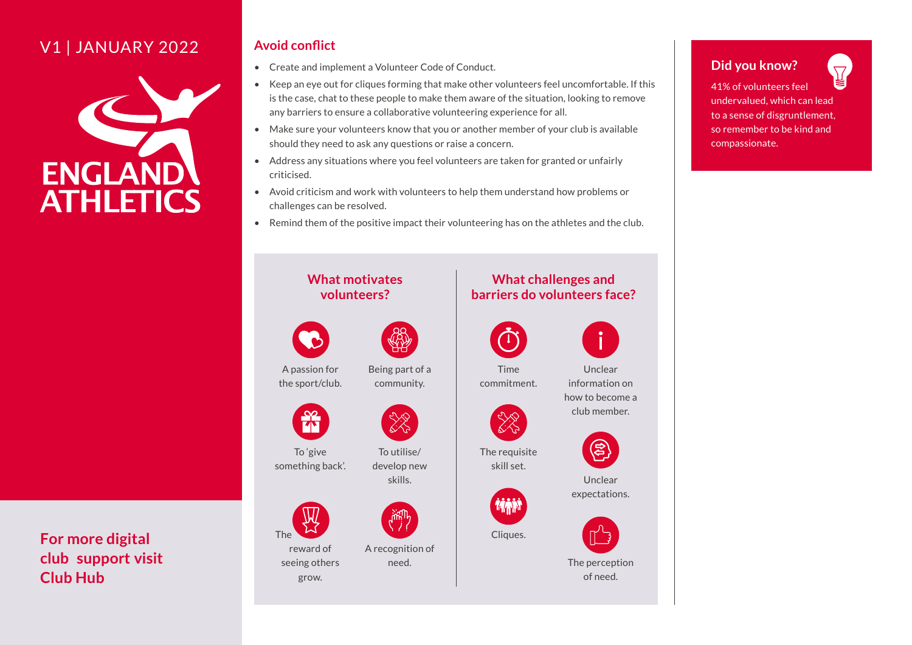V1 | JANUARY 2022

ENGLAND ATHLETICS

## Avoid conflict

- Create and implement a Volunteer Code of Conduct.
- Keep an eye out for cliques forming that make other volunteers feel uncomfortable. If this is the case, chat to these people to make them aware of the situation, looking to remove any barriers to ensure a collaborative volunteering experience for all.
- Make sure your volunteers know that you or another member of your club is available should they need to ask any questions or raise a concern.
- Address any situations where you feel volunteers are taken for granted or unfairly criticised.
- Avoid criticism and work with volunteers to help them understand how problems or challenges can be resolved.
- Remind them of the positive impact their volunteering has on the athletes and the club.

### What motivates volunteers?

- A passion for the sport/club.
- Being part of a community.
- To 'give something back'.
- To utilise/ develop new skills.
- The reward of seeing others grow.
- A recognition of need.

### What challenges and barriers do volunteers face?

- Time commitment.
- Unclear information on how to become a club member.
- The requisite skill set.
- Unclear expectations.
- Cliques.
- The perception of need.

### Did you know?

41% of volunteers feel undervalued, which can lead to a sense of disgruntlement, so remember to be kind and compassionate.

**For more digital club support visit Club Hub**